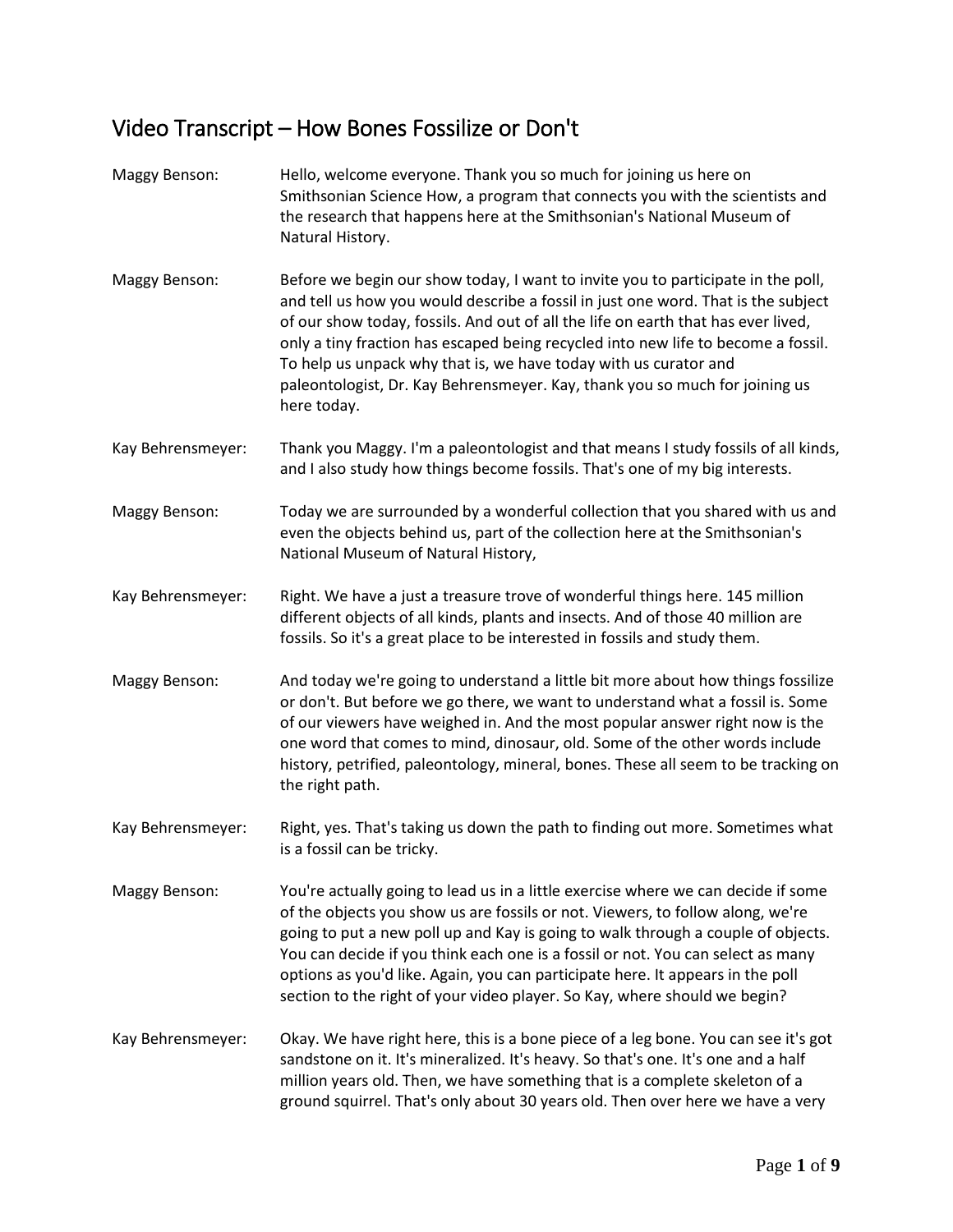# Video Transcript – How Bones Fossilize or Don't

**Maggy Benson:** Hello, welcome everyone. Thank you so much for joining us here on Smithsonian Science How, a program that connects you with the scientists and the research that happens here at the Smithsonian's National Museum of Natural History.

**Maggy Benson:** Before we begin our show today, I want to invite you to participate in the poll, and tell us how you would describe a fossil in just one word. That is the subject of our show today, fossils. And out of all the life on earth that has ever lived, only a tiny fraction has escaped being recycled into new life to become a fossil. To help us unpack why that is, we have today with us curator and paleontologist, Dr. Kay Behrensmeyer. Kay, thank you so much for joining us here today.

**Kay Behrensmeyer:** Thank you Maggy. I'm a paleontologist and that means I study fossils of all kinds, and I also study how things become fossils. That's one of my big interests.

**Maggy Benson:** Today we are surrounded by a wonderful collection that you shared with us and even the objects behind us, part of the collection here at the Smithsonian's National Museum of Natural History,

**Kay Behrensmeyer:** Right. We have a just a treasure trove of wonderful things here. 145 million different objects of all kinds, plants and insects. And of those 40 million are fossils. So it's a great place to be interested in fossils and study them.

**Maggy Benson:** And today we're going to understand a little bit more about how things fossilize or don't. But before we go there, we want to understand what a fossil is. Some of our viewers have weighed in. And the most popular answer right now is the one word that comes to mind, dinosaur, old. Some of the other words include history, petrified, paleontology, mineral, bones. These all seem to be tracking on the right path.

**Kay Behrensmeyer:** Right, yes. That's taking us down the path to finding out more. Sometimes what is a fossil can be tricky.

**Maggy Benson:** You're actually going to lead us in a little exercise where we can decide if some of the objects you show us are fossils or not. Viewers, to follow along, we're going to put a new poll up and Kay is going to walk through a couple of objects. You can decide if you think each one is a fossil or not. You can select as many options as you'd like. Again, you can participate here. It appears in the poll section to the right of your video player. So Kay, where should we begin?

**Kay Behrensmeyer:** Okay. We have right here, this is a bone piece of a leg bone. You can see it's got sandstone on it. It's mineralized. It's heavy. So that's one. It's one and a half million years old. Then, we have something that is a complete skeleton of a ground squirrel. That's only about 30 years old. Then over here we have a very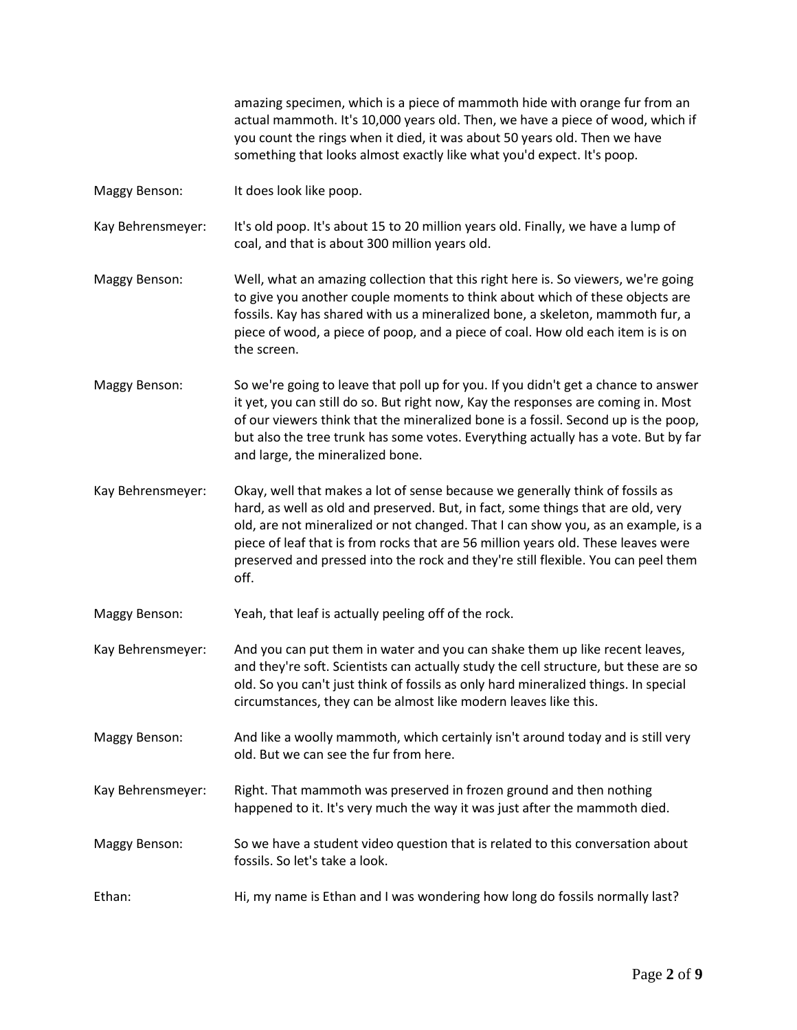amazing specimen, which is a piece of mammoth hide with orange fur from an actual mammoth. It's 10,000 years old. Then, we have a piece of wood, which if you count the rings when it died, it was about 50 years old. Then we have something that looks almost exactly like what you'd expect. It's poop.

**Maggy Benson:** It does look like poop.

**Kay Behrensmeyer:** It's old poop. It's about 15 to 20 million years old. Finally, we have a lump of coal, and that is about 300 million years old.

**Maggy Benson:** Well, what an amazing collection that this right here is. So viewers, we're going to give you another couple moments to think about which of these objects are fossils. Kay has shared with us a mineralized bone, a skeleton, mammoth fur, a piece of wood, a piece of poop, and a piece of coal. How old each item is is on the screen.

**Maggy Benson:** So we're going to leave that poll up for you. If you didn't get a chance to answer it yet, you can still do so. But right now, Kay the responses are coming in. Most of our viewers think that the mineralized bone is a fossil. Second up is the poop, but also the tree trunk has some votes. Everything actually has a vote. But by far and large, the mineralized bone.

**Kay Behrensmeyer:** Okay, well that makes a lot of sense because we generally think of fossils as hard, as well as old and preserved. But, in fact, some things that are old, very old, are not mineralized or not changed. That I can show you, as an example, is a piece of leaf that is from rocks that are 56 million years old. These leaves were preserved and pressed into the rock and they're still flexible. You can peel them off.

**Maggy Benson:** Yeah, that leaf is actually peeling off of the rock.

**Kay Behrensmeyer:** And you can put them in water and you can shake them up like recent leaves, and they're soft. Scientists can actually study the cell structure, but these are so old. So you can't just think of fossils as only hard mineralized things. In special circumstances, they can be almost like modern leaves like this.

**Maggy Benson:** And like a woolly mammoth, which certainly isn't around today and is still very old. But we can see the fur from here.

**Kay Behrensmeyer:** Right. That mammoth was preserved in frozen ground and then nothing happened to it. It's very much the way it was just after the mammoth died.

**Maggy Benson:** So we have a student video question that is related to this conversation about fossils. So let's take a look.

**Ethan:** Hi, my name is Ethan and I was wondering how long do fossils normally last?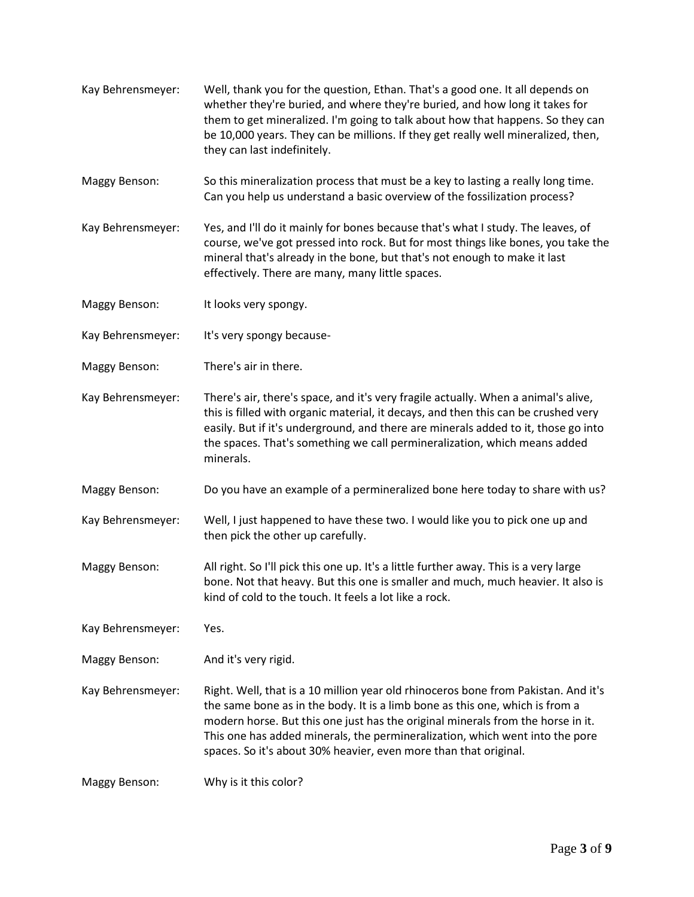**Kay Behrensmeyer:** Well, thank you for the question, Ethan. That's a good one. It all depends on whether they're buried, and where they're buried, and how long it takes for them to get mineralized. I'm going to talk about how that happens. So they can be 10,000 years. They can be millions. If they get really well mineralized, then, they can last indefinitely.

**Maggy Benson:** So this mineralization process that must be a key to lasting a really long time. Can you help us understand a basic overview of the fossilization process?

**Kay Behrensmeyer:** Yes, and I'll do it mainly for bones because that's what I study. The leaves, of course, we've got pressed into rock. But for most things like bones, you take the mineral that's already in the bone, but that's not enough to make it last effectively. There are many, many little spaces.

**Maggy Benson:** It looks very spongy.

**Kay Behrensmeyer:** It's very spongy because-

**Maggy Benson:** There's air in there.

**Kay Behrensmeyer:** There's air, there's space, and it's very fragile actually. When a animal's alive, this is filled with organic material, it decays, and then this can be crushed very easily. But if it's underground, and there are minerals added to it, those go into the spaces. That's something we call permineralization, which means added minerals.

**Maggy Benson:** Do you have an example of a permineralized bone here today to share with us?

**Kay Behrensmeyer:** Well, I just happened to have these two. I would like you to pick one up and then pick the other up carefully.

**Maggy Benson:** All right. So I'll pick this one up. It's a little further away. This is a very large bone. Not that heavy. But this one is smaller and much, much heavier. It also is kind of cold to the touch. It feels a lot like a rock.

**Kay Behrensmeyer:** Yes.

**Maggy Benson:** And it's very rigid.

**Kay Behrensmeyer:** Right. Well, that is a 10 million year old rhinoceros bone from Pakistan. And it's the same bone as in the body. It is a limb bone as this one, which is from a modern horse. But this one just has the original minerals from the horse in it. This one has added minerals, the permineralization, which went into the pore spaces. So it's about 30% heavier, even more than that original.

**Maggy Benson:** Why is it this color?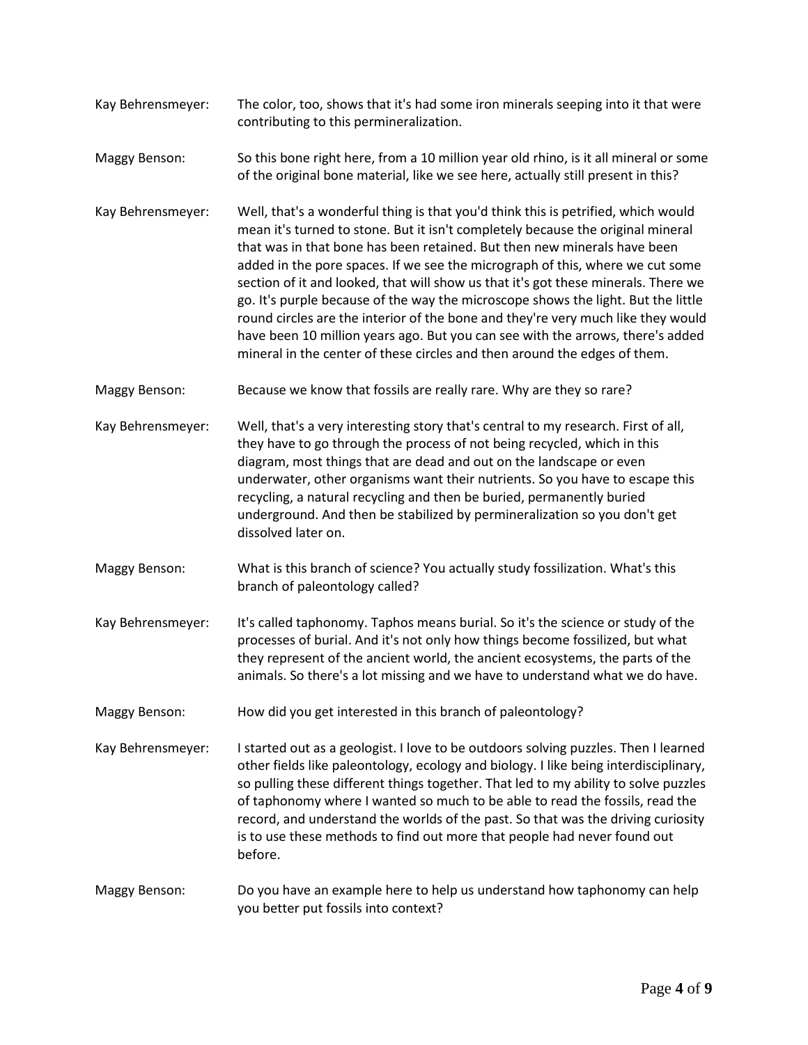**Kay Behrensmeyer:** The color, too, shows that it's had some iron minerals seeping into it that were contributing to this permineralization.

**Maggy Benson:** So this bone right here, from a 10 million year old rhino, is it all mineral or some of the original bone material, like we see here, actually still present in this?

**Kay Behrensmeyer:** Well, that's a wonderful thing is that you'd think this is petrified, which would mean it's turned to stone. But it isn't completely because the original mineral that was in that bone has been retained. But then new minerals have been added in the pore spaces. If we see the micrograph of this, where we cut some section of it and looked, that will show us that it's got these minerals. There we go. It's purple because of the way the microscope shows the light. But the little round circles are the interior of the bone and they're very much like they would have been 10 million years ago. But you can see with the arrows, there's added mineral in the center of these circles and then around the edges of them.

**Maggy Benson:** Because we know that fossils are really rare. Why are they so rare?

**Kay Behrensmeyer:** Well, that's a very interesting story that's central to my research. First of all, they have to go through the process of not being recycled, which in this diagram, most things that are dead and out on the landscape or even underwater, other organisms want their nutrients. So you have to escape this recycling, a natural recycling and then be buried, permanently buried underground. And then be stabilized by permineralization so you don't get dissolved later on.

**Maggy Benson:** What is this branch of science? You actually study fossilization. What's this branch of paleontology called?

**Kay Behrensmeyer:** It's called taphonomy. Taphos means burial. So it's the science or study of the processes of burial. And it's not only how things become fossilized, but what they represent of the ancient world, the ancient ecosystems, the parts of the animals. So there's a lot missing and we have to understand what we do have.

**Maggy Benson:** How did you get interested in this branch of paleontology?

**Kay Behrensmeyer:** I started out as a geologist. I love to be outdoors solving puzzles. Then I learned other fields like paleontology, ecology and biology. I like being interdisciplinary, so pulling these different things together. That led to my ability to solve puzzles of taphonomy where I wanted so much to be able to read the fossils, read the record, and understand the worlds of the past. So that was the driving curiosity is to use these methods to find out more that people had never found out before.

**Maggy Benson:** Do you have an example here to help us understand how taphonomy can help you better put fossils into context?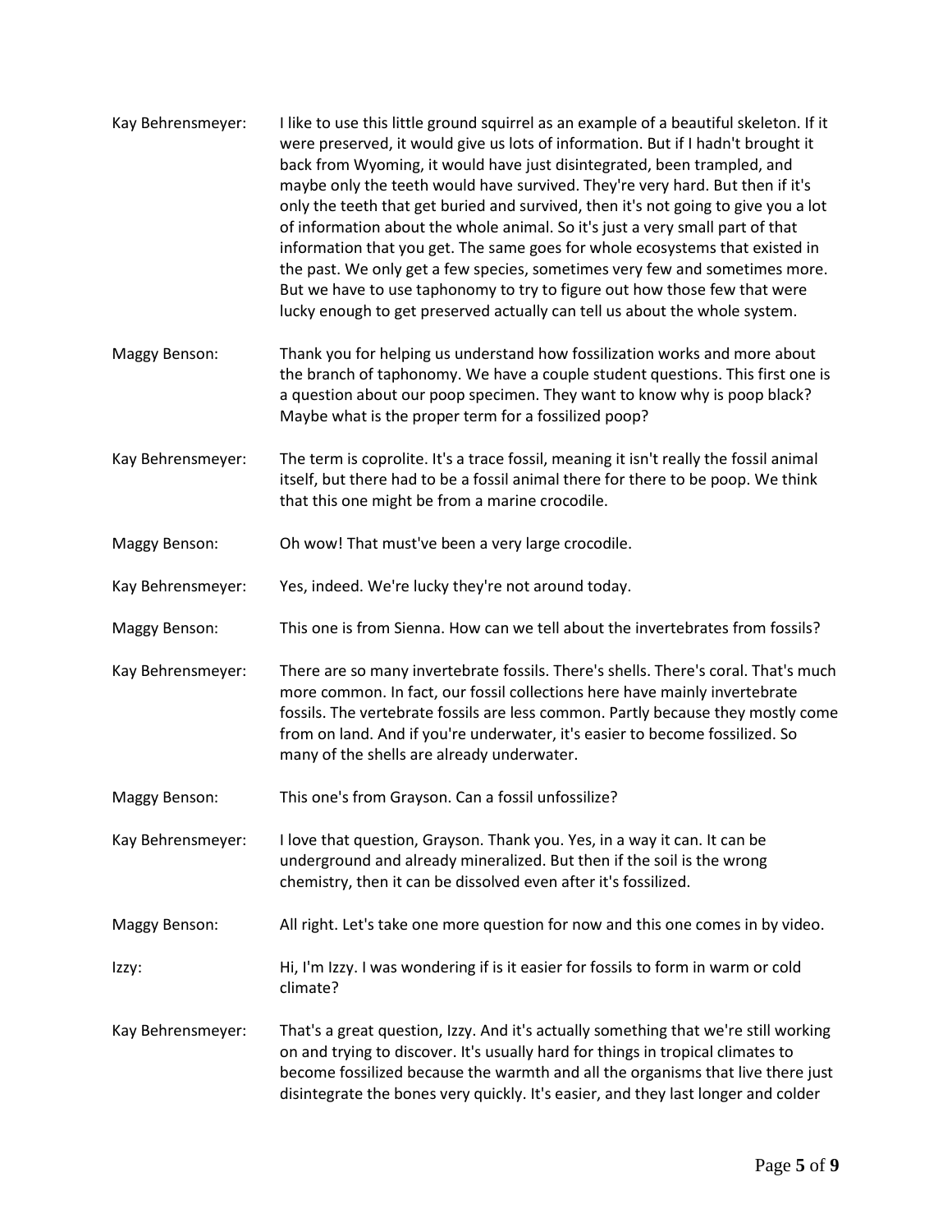Kay Behrensmeyer: I like to use this little ground squirrel as an example of a beautiful skeleton. If it were preserved, it would give us lots of information. But if I hadn't brought it back from Wyoming, it would have just disintegrated, been trampled, and maybe only the teeth would have survived. They're very hard. But then if it's only the teeth that get buried and survived, then it's not going to give you a lot of information about the whole animal. So it's just a very small part of that information that you get. The same goes for whole ecosystems that existed in the past. We only get a few species, sometimes very few and sometimes more. But we have to use taphonomy to try to figure out how those few that were lucky enough to get preserved actually can tell us about the whole system.

Maggy Benson: Thank you for helping us understand how fossilization works and more about the branch of taphonomy. We have a couple student questions. This first one is a question about our poop specimen. They want to know why is poop black? Maybe what is the proper term for a fossilized poop?

Kay Behrensmeyer: The term is coprolite. It's a trace fossil, meaning it isn't really the fossil animal itself, but there had to be a fossil animal there for there to be poop. We think that this one might be from a marine crocodile.

Maggy Benson: Oh wow! That must've been a very large crocodile.

Kay Behrensmeyer: Yes, indeed. We're lucky they're not around today.

Maggy Benson: This one is from Sienna. How can we tell about the invertebrates from fossils?

Kay Behrensmeyer: There are so many invertebrate fossils. There's shells. There's coral. That's much more common. In fact, our fossil collections here have mainly invertebrate fossils. The vertebrate fossils are less common. Partly because they mostly come from on land. And if you're underwater, it's easier to become fossilized. So many of the shells are already underwater.

Maggy Benson: This one's from Grayson. Can a fossil unfossilize?

Kay Behrensmeyer: I love that question, Grayson. Thank you. Yes, in a way it can. It can be underground and already mineralized. But then if the soil is the wrong chemistry, then it can be dissolved even after it's fossilized.

Maggy Benson: All right. Let's take one more question for now and this one comes in by video.

Izzy: Hi, I'm Izzy. I was wondering if is it easier for fossils to form in warm or cold climate?

Kay Behrensmeyer: That's a great question, Izzy. And it's actually something that we're still working on and trying to discover. It's usually hard for things in tropical climates to become fossilized because the warmth and all the organisms that live there just disintegrate the bones very quickly. It's easier, and they last longer and colder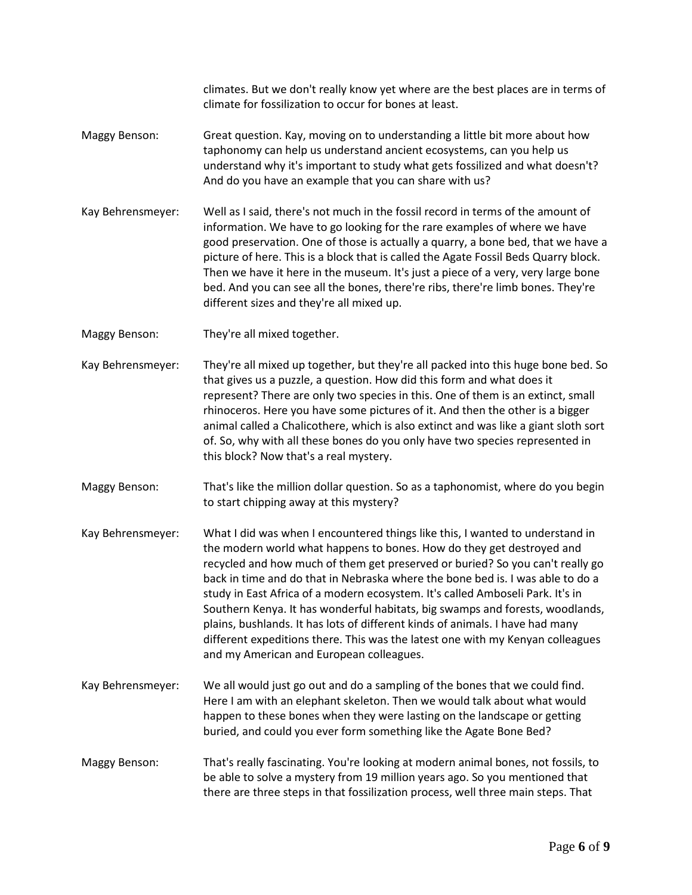climates. But we don't really know yet where are the best places are in terms of climate for fossilization to occur for bones at least.

Maggy Benson: Great question. Kay, moving on to understanding a little bit more about how taphonomy can help us understand ancient ecosystems, can you help us understand why it's important to study what gets fossilized and what doesn't? And do you have an example that you can share with us?

Kay Behrensmeyer: Well as I said, there's not much in the fossil record in terms of the amount of information. We have to go looking for the rare examples of where we have good preservation. One of those is actually a quarry, a bone bed, that we have a picture of here. This is a block that is called the Agate Fossil Beds Quarry block. Then we have it here in the museum. It's just a piece of a very, very large bone bed. And you can see all the bones, there're ribs, there're limb bones. They're different sizes and they're all mixed up.

Maggy Benson: They're all mixed together.

Kay Behrensmeyer: They're all mixed up together, but they're all packed into this huge bone bed. So that gives us a puzzle, a question. How did this form and what does it represent? There are only two species in this. One of them is an extinct, small rhinoceros. Here you have some pictures of it. And then the other is a bigger animal called a Chalicothere, which is also extinct and was like a giant sloth sort of. So, why with all these bones do you only have two species represented in this block? Now that's a real mystery.

Maggy Benson: That's like the million dollar question. So as a taphonomist, where do you begin to start chipping away at this mystery?

Kay Behrensmeyer: What I did was when I encountered things like this, I wanted to understand in the modern world what happens to bones. How do they get destroyed and recycled and how much of them get preserved or buried? So you can't really go back in time and do that in Nebraska where the bone bed is. I was able to do a study in East Africa of a modern ecosystem. It's called Amboseli Park. It's in Southern Kenya. It has wonderful habitats, big swamps and forests, woodlands, plains, bushlands. It has lots of different kinds of animals. I have had many different expeditions there. This was the latest one with my Kenyan colleagues and my American and European colleagues.

Kay Behrensmeyer: We all would just go out and do a sampling of the bones that we could find. Here I am with an elephant skeleton. Then we would talk about what would happen to these bones when they were lasting on the landscape or getting buried, and could you ever form something like the Agate Bone Bed?

Maggy Benson: That's really fascinating. You're looking at modern animal bones, not fossils, to be able to solve a mystery from 19 million years ago. So you mentioned that there are three steps in that fossilization process, well three main steps. That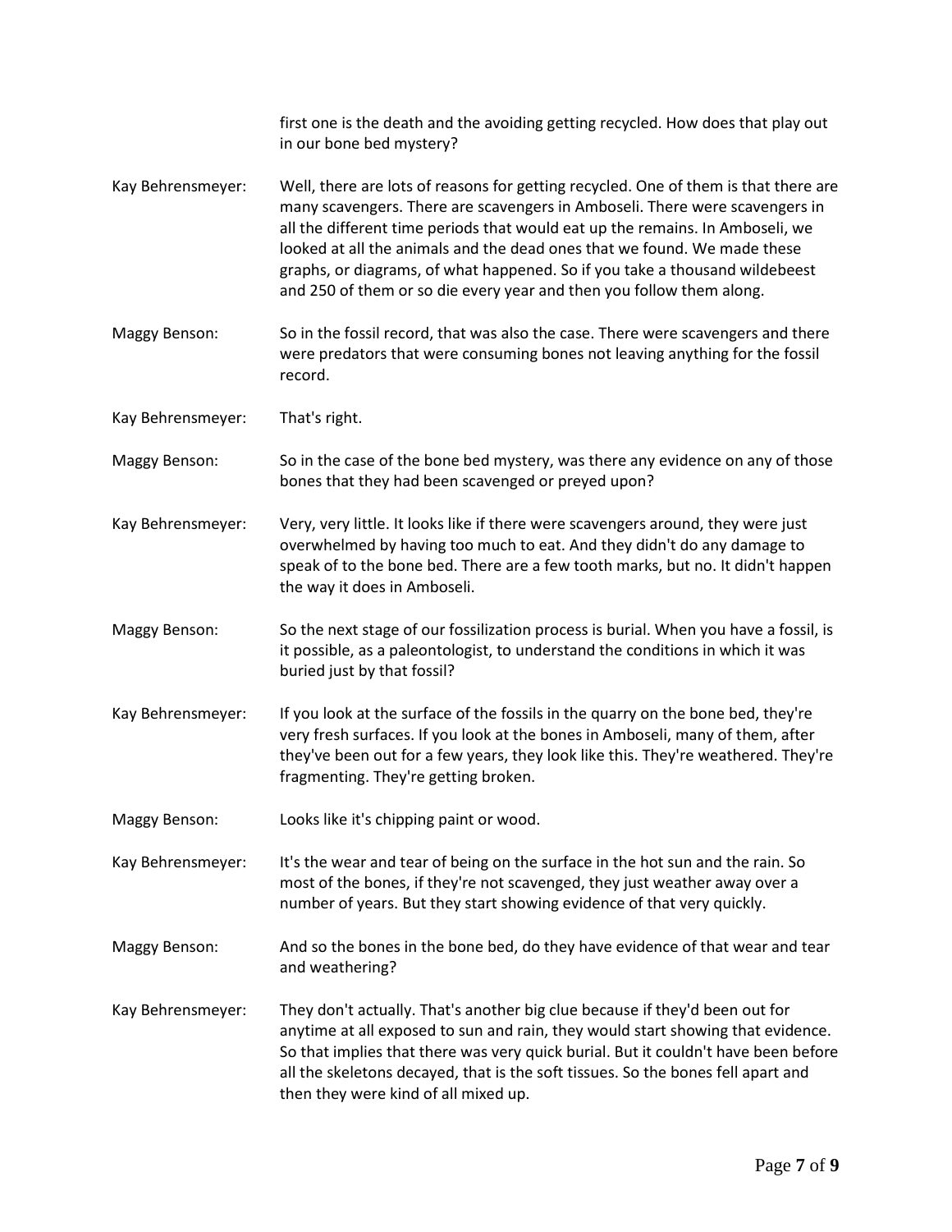first one is the death and the avoiding getting recycled. How does that play out in our bone bed mystery?

Kay Behrensmeyer: Well, there are lots of reasons for getting recycled. One of them is that there are many scavengers. There are scavengers in Amboseli. There were scavengers in all the different time periods that would eat up the remains. In Amboseli, we looked at all the animals and the dead ones that we found. We made these graphs, or diagrams, of what happened. So if you take a thousand wildebeest and 250 of them or so die every year and then you follow them along.

Maggy Benson: So in the fossil record, that was also the case. There were scavengers and there were predators that were consuming bones not leaving anything for the fossil record.

Kay Behrensmeyer: That's right.

Maggy Benson: So in the case of the bone bed mystery, was there any evidence on any of those bones that they had been scavenged or preyed upon?

Kay Behrensmeyer: Very, very little. It looks like if there were scavengers around, they were just overwhelmed by having too much to eat. And they didn't do any damage to speak of to the bone bed. There are a few tooth marks, but no. It didn't happen the way it does in Amboseli.

Maggy Benson: So the next stage of our fossilization process is burial. When you have a fossil, is it possible, as a paleontologist, to understand the conditions in which it was buried just by that fossil?

Kay Behrensmeyer: If you look at the surface of the fossils in the quarry on the bone bed, they're very fresh surfaces. If you look at the bones in Amboseli, many of them, after they've been out for a few years, they look like this. They're weathered. They're fragmenting. They're getting broken.

Maggy Benson: Looks like it's chipping paint or wood.

Kay Behrensmeyer: It's the wear and tear of being on the surface in the hot sun and the rain. So most of the bones, if they're not scavenged, they just weather away over a number of years. But they start showing evidence of that very quickly.

Maggy Benson: And so the bones in the bone bed, do they have evidence of that wear and tear and weathering?

Kay Behrensmeyer: They don't actually. That's another big clue because if they'd been out for anytime at all exposed to sun and rain, they would start showing that evidence. So that implies that there was very quick burial. But it couldn't have been before all the skeletons decayed, that is the soft tissues. So the bones fell apart and then they were kind of all mixed up.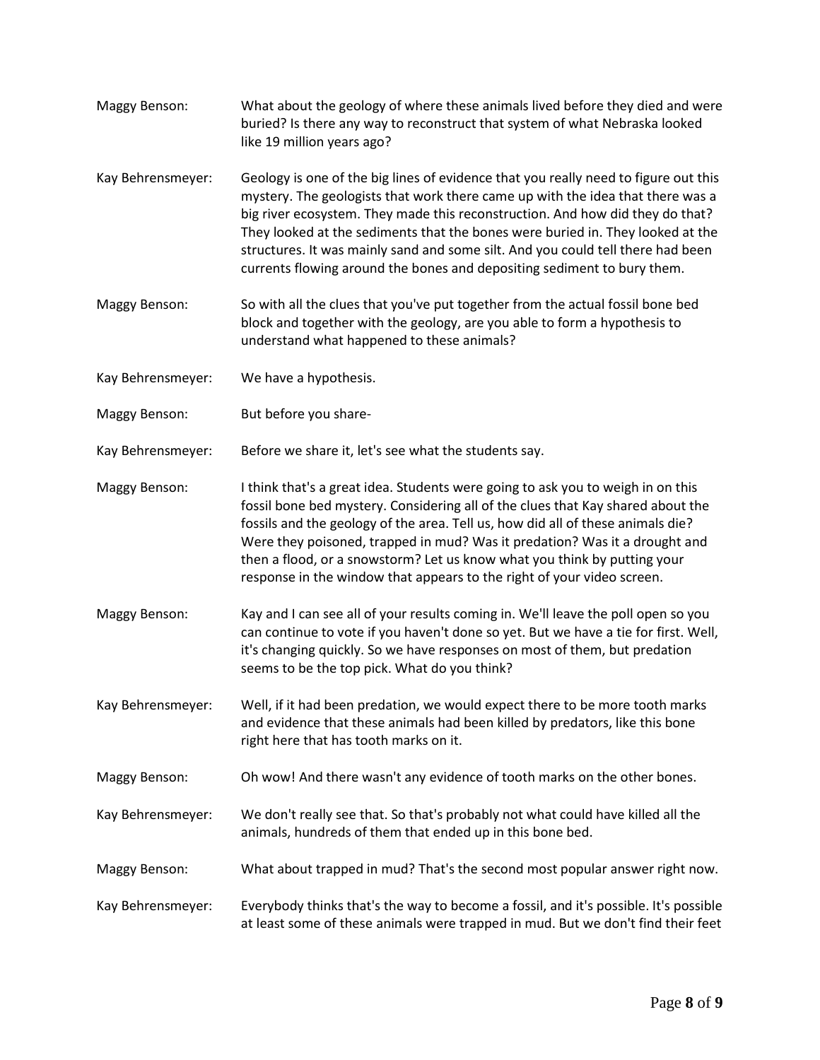Maggy Benson: What about the geology of where these animals lived before they died and were buried? Is there any way to reconstruct that system of what Nebraska looked like 19 million years ago?

Kay Behrensmeyer: Geology is one of the big lines of evidence that you really need to figure out this mystery. The geologists that work there came up with the idea that there was a big river ecosystem. They made this reconstruction. And how did they do that? They looked at the sediments that the bones were buried in. They looked at the structures. It was mainly sand and some silt. And you could tell there had been currents flowing around the bones and depositing sediment to bury them.

Maggy Benson: So with all the clues that you've put together from the actual fossil bone bed block and together with the geology, are you able to form a hypothesis to understand what happened to these animals?

Kay Behrensmeyer: We have a hypothesis.

Maggy Benson: But before you share-

Kay Behrensmeyer: Before we share it, let's see what the students say.

Maggy Benson: I think that's a great idea. Students were going to ask you to weigh in on this fossil bone bed mystery. Considering all of the clues that Kay shared about the fossils and the geology of the area. Tell us, how did all of these animals die? Were they poisoned, trapped in mud? Was it predation? Was it a drought and then a flood, or a snowstorm? Let us know what you think by putting your response in the window that appears to the right of your video screen.

Maggy Benson: Kay and I can see all of your results coming in. We'll leave the poll open so you can continue to vote if you haven't done so yet. But we have a tie for first. Well, it's changing quickly. So we have responses on most of them, but predation seems to be the top pick. What do you think?

Kay Behrensmeyer: Well, if it had been predation, we would expect there to be more tooth marks and evidence that these animals had been killed by predators, like this bone right here that has tooth marks on it.

Maggy Benson: Oh wow! And there wasn't any evidence of tooth marks on the other bones.

Kay Behrensmeyer: We don't really see that. So that's probably not what could have killed all the animals, hundreds of them that ended up in this bone bed.

Maggy Benson: What about trapped in mud? That's the second most popular answer right now.

Kay Behrensmeyer: Everybody thinks that's the way to become a fossil, and it's possible. It's possible at least some of these animals were trapped in mud. But we don't find their feet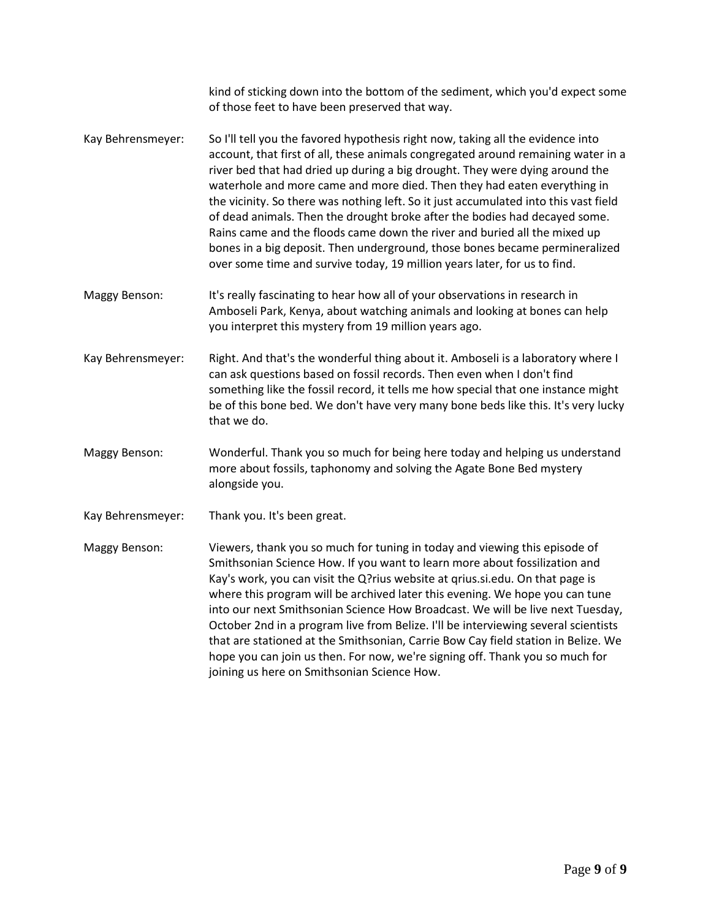kind of sticking down into the bottom of the sediment, which you'd expect some of those feet to have been preserved that way.

Kay Behrensmeyer: So I'll tell you the favored hypothesis right now, taking all the evidence into account, that first of all, these animals congregated around remaining water in a river bed that had dried up during a big drought. They were dying around the waterhole and more came and more died. Then they had eaten everything in the vicinity. So there was nothing left. So it just accumulated into this vast field of dead animals. Then the drought broke after the bodies had decayed some. Rains came and the floods came down the river and buried all the mixed up bones in a big deposit. Then underground, those bones became permineralized over some time and survive today, 19 million years later, for us to find.

Maggy Benson: It's really fascinating to hear how all of your observations in research in Amboseli Park, Kenya, about watching animals and looking at bones can help you interpret this mystery from 19 million years ago.

Kay Behrensmeyer: Right. And that's the wonderful thing about it. Amboseli is a laboratory where I can ask questions based on fossil records. Then even when I don't find something like the fossil record, it tells me how special that one instance might be of this bone bed. We don't have very many bone beds like this. It's very lucky that we do.

Maggy Benson: Wonderful. Thank you so much for being here today and helping us understand more about fossils, taphonomy and solving the Agate Bone Bed mystery alongside you.

Kay Behrensmeyer: Thank you. It's been great.

Maggy Benson: Viewers, thank you so much for tuning in today and viewing this episode of Smithsonian Science How. If you want to learn more about fossilization and Kay's work, you can visit the Q?rius website at qrius.si.edu. On that page is where this program will be archived later this evening. We hope you can tune into our next Smithsonian Science How Broadcast. We will be live next Tuesday, October 2nd in a program live from Belize. I'll be interviewing several scientists that are stationed at the Smithsonian, Carrie Bow Cay field station in Belize. We hope you can join us then. For now, we're signing off. Thank you so much for joining us here on Smithsonian Science How.